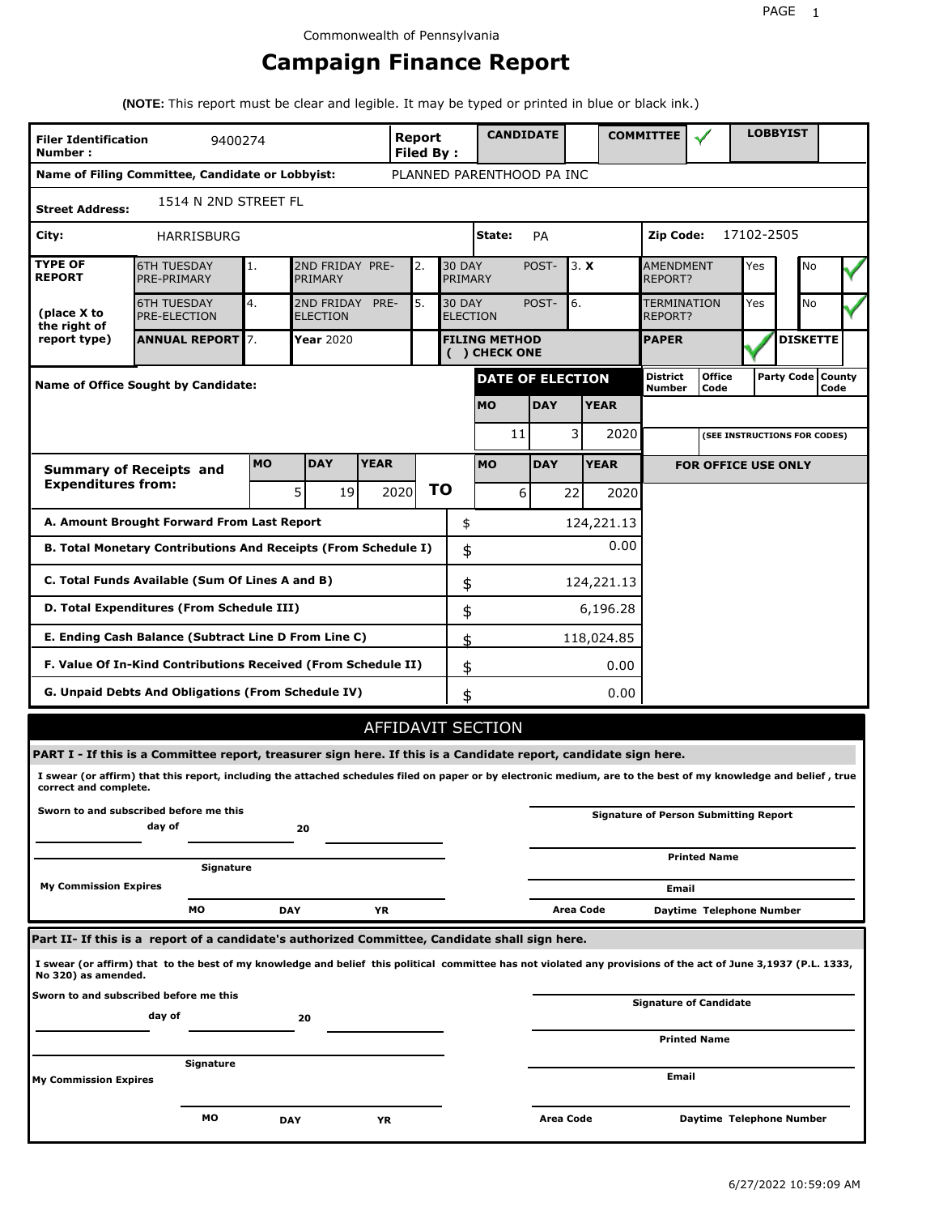Commonwealth of Pennsylvania

# Campaign Finance Report

**(NOTE:** This report must be clear and legible. It may be typed or printed in blue or black ink.)

| **Filer Identification Number :** | 9400274 | **Report Filed By :** | **CANDIDATE** | | **COMMITTEE** | ✓ | **LOBBYIST** | |
|---|---|---|---|---|---|---|---|---|

**Name of Filing Committee, Candidate or Lobbyist:** PLANNED PARENTHOOD PA INC

**Street Address:** 1514 N 2ND STREET FL

**City:** HARRISBURG **State:** PA **Zip Code:** 17102-2505

| **TYPE OF REPORT** (place X to the right of report type) | | | | | | | | |
|---|---|---|---|---|---|---|---|---|
| 6TH TUESDAY PRE-PRIMARY | 1. | 2ND FRIDAY PRE-PRIMARY | 2. | 30 DAY POST-PRIMARY | 3. **X** | AMENDMENT REPORT? | Yes | No ✓ |
| 6TH TUESDAY PRE-ELECTION | 4. | 2ND FRIDAY PRE-ELECTION | 5. | 30 DAY POST-ELECTION | 6. | TERMINATION REPORT? | Yes | No ✓ |
| **ANNUAL REPORT** | 7. | **Year** 2020 | | **FILING METHOD ( ) CHECK ONE** | | **PAPER** ✓ | **DISKETTE** | |

**Name of Office Sought by Candidate:**

| **DATE OF ELECTION** | | | District Number | Office Code | Party Code | County Code |
|---|---|---|---|---|---|---|
| **MO** | **DAY** | **YEAR** | | | | |
| 11 | 3 | 2020 | | (SEE INSTRUCTIONS FOR CODES) | | |

| **Summary of Receipts and Expenditures from:** | **MO** | **DAY** | **YEAR** | | **MO** | **DAY** | **YEAR** |
|---|---|---|---|---|---|---|---|
| | 5 | 19 | 2020 | **TO** | 6 | 22 | 2020 |

**FOR OFFICE USE ONLY**

| | | |
|---|---|---|
| **A. Amount Brought Forward From Last Report** | $ | 124,221.13 |
| **B. Total Monetary Contributions And Receipts (From Schedule I)** | $ | 0.00 |
| **C. Total Funds Available (Sum Of Lines A and B)** | $ | 124,221.13 |
| **D. Total Expenditures (From Schedule III)** | $ | 6,196.28 |
| **E. Ending Cash Balance (Subtract Line D From Line C)** | $ | 118,024.85 |
| **F. Value Of In-Kind Contributions Received (From Schedule II)** | $ | 0.00 |
| **G. Unpaid Debts And Obligations (From Schedule IV)** | $ | 0.00 |

## AFFIDAVIT SECTION

**PART I - If this is a Committee report, treasurer sign here. If this is a Candidate report, candidate sign here.**

**I swear (or affirm) that this report, including the attached schedules filed on paper or by electronic medium, are to the best of my knowledge and belief , true correct and complete.**

**Sworn to and subscribed before me this** ______ **day of** ______ **20** ______

**Signature** ______

**My Commission Expires** **MO** ______ **DAY** ______ **YR** ______

**Signature of Person Submitting Report** ______

**Printed Name** ______

**Email** ______

**Area Code** ______ **Daytime Telephone Number** ______

**Part II- If this is a report of a candidate's authorized Committee, Candidate shall sign here.**

**I swear (or affirm) that to the best of my knowledge and belief this political committee has not violated any provisions of the act of June 3,1937 (P.L. 1333, No 320) as amended.**

**Sworn to and subscribed before me this** ______ **day of** ______ **20** ______

**Signature** ______

**My Commission Expires** **MO** ______ **DAY** ______ **YR** ______

**Signature of Candidate** ______

**Printed Name** ______

**Email** ______

**Area Code** ______ **Daytime Telephone Number** ______

6/27/2022 10:59:09 AM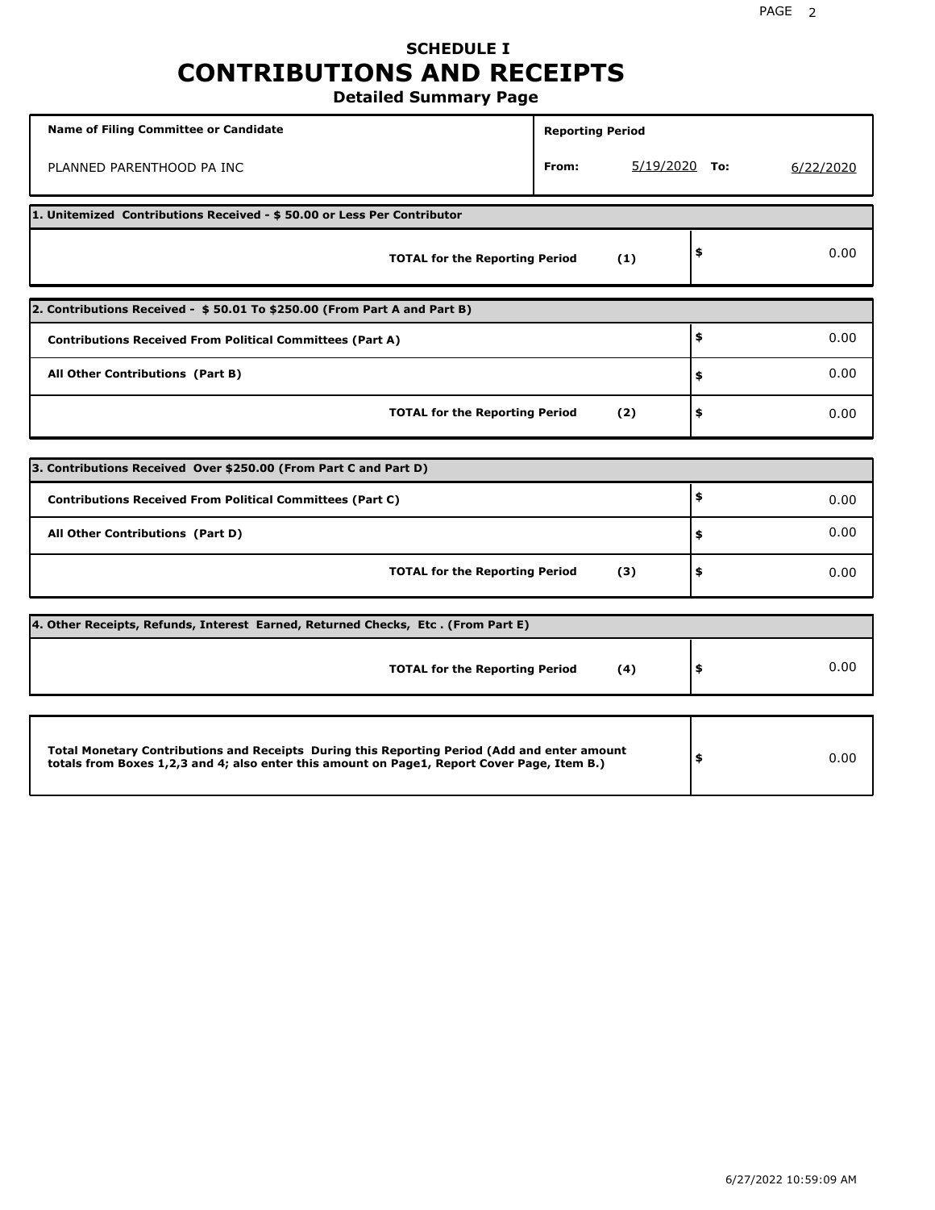# SCHEDULE I
# CONTRIBUTIONS AND RECEIPTS
### Detailed Summary Page

| Name of Filing Committee or Candidate | Reporting Period |
|---|---|
| PLANNED PARENTHOOD PA INC | From: 5/19/2020 To: 6/22/2020 |

**1. Unitemized Contributions Received - $ 50.00 or Less Per Contributor**

| | | |
|---|---|---|
| **TOTAL for the Reporting Period** | **(1)** | $ 0.00 |

**2. Contributions Received - $ 50.01 To $250.00 (From Part A and Part B)**

| | | |
|---|---|---|
| **Contributions Received From Political Committees (Part A)** | | $ 0.00 |
| **All Other Contributions (Part B)** | | $ 0.00 |
| **TOTAL for the Reporting Period** | **(2)** | $ 0.00 |

**3. Contributions Received Over $250.00 (From Part C and Part D)**

| | | |
|---|---|---|
| **Contributions Received From Political Committees (Part C)** | | $ 0.00 |
| **All Other Contributions (Part D)** | | $ 0.00 |
| **TOTAL for the Reporting Period** | **(3)** | $ 0.00 |

**4. Other Receipts, Refunds, Interest Earned, Returned Checks, Etc . (From Part E)**

| | | |
|---|---|---|
| **TOTAL for the Reporting Period** | **(4)** | $ 0.00 |

| | |
|---|---|
| **Total Monetary Contributions and Receipts During this Reporting Period (Add and enter amount totals from Boxes 1,2,3 and 4; also enter this amount on Page1, Report Cover Page, Item B.)** | $ 0.00 |

6/27/2022 10:59:09 AM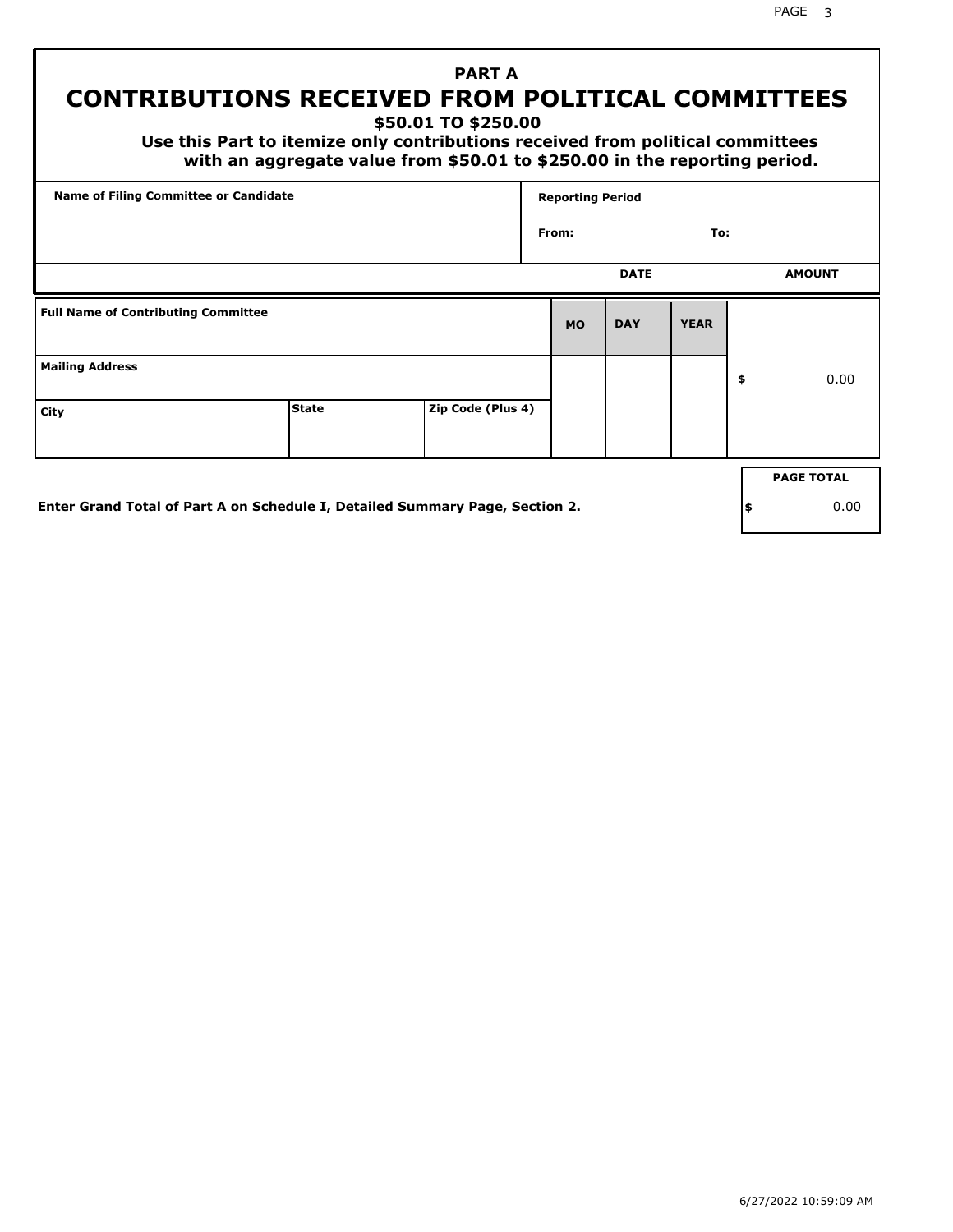# PART A
# CONTRIBUTIONS RECEIVED FROM POLITICAL COMMITTEES
## $50.01 TO $250.00

**Use this Part to itemize only contributions received from political committees with an aggregate value from $50.01 to $250.00 in the reporting period.**

| Name of Filing Committee or Candidate | Reporting Period |
|---|---|
| | From: To: |

| Full Name of Contributing Committee | | | DATE MO | DATE DAY | DATE YEAR | AMOUNT |
|---|---|---|---|---|---|---|
| Mailing Address | | | | | | $ 0.00 |
| City | State | Zip Code (Plus 4) | | | | |

**Enter Grand Total of Part A on Schedule I, Detailed Summary Page, Section 2.**

| PAGE TOTAL |
|---|
| $ 0.00 |

6/27/2022 10:59:09 AM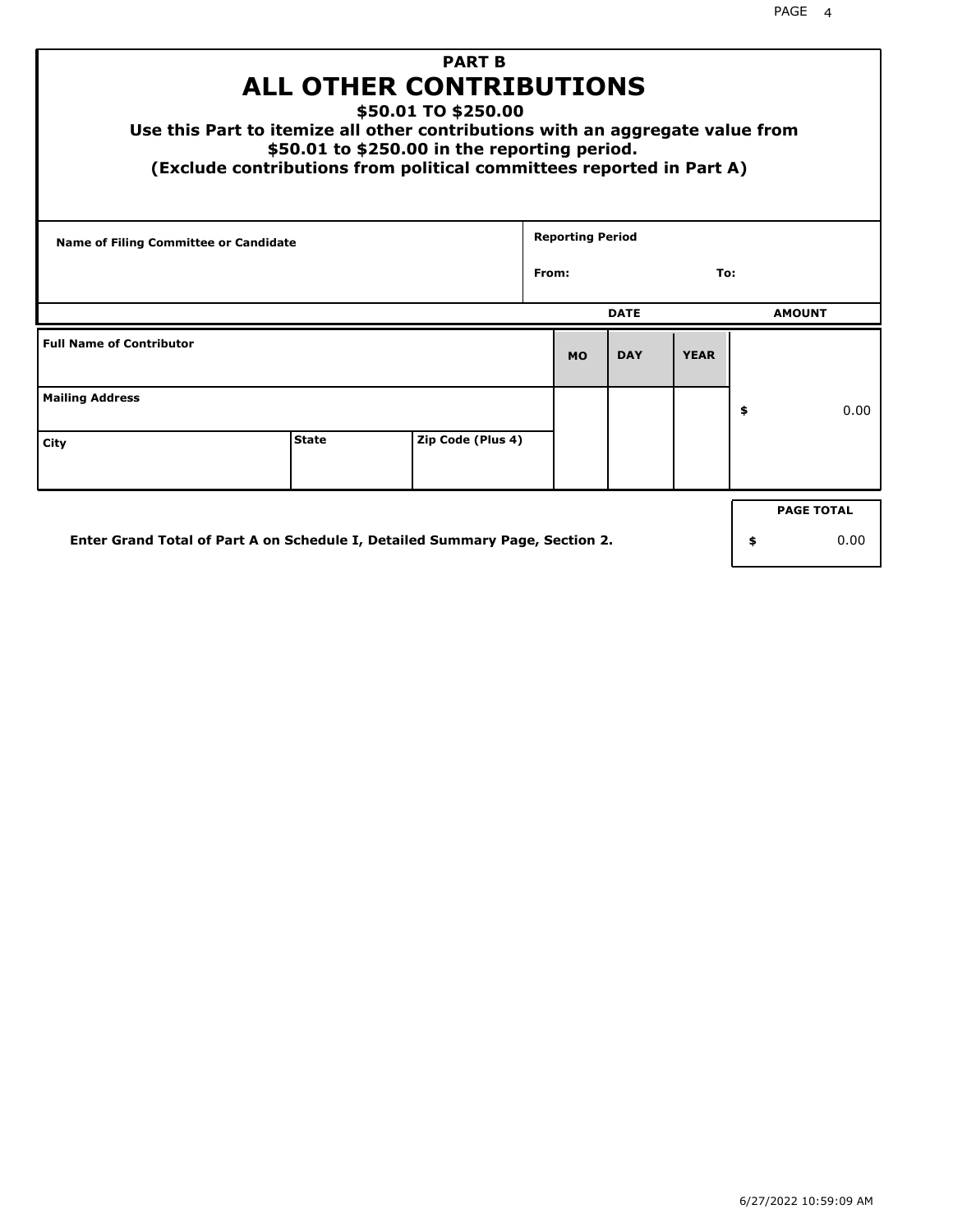## PART B

# ALL OTHER CONTRIBUTIONS

**$50.01 TO $250.00**

**Use this Part to itemize all other contributions with an aggregate value from $50.01 to $250.00 in the reporting period.**

**(Exclude contributions from political committees reported in Part A)**

| Name of Filing Committee or Candidate | Reporting Period |
|---|---|
| | From: To: |

| | | | DATE | | | AMOUNT |
|---|---|---|---|---|---|---|
| **Full Name of Contributor** | | | **MO** | **DAY** | **YEAR** | |
| **Mailing Address** | | | | | | $ 0.00 |
| **City** | **State** | **Zip Code (Plus 4)** | | | | |

**Enter Grand Total of Part A on Schedule I, Detailed Summary Page, Section 2.**

| PAGE TOTAL |
|---|
| $ 0.00 |

6/27/2022 10:59:09 AM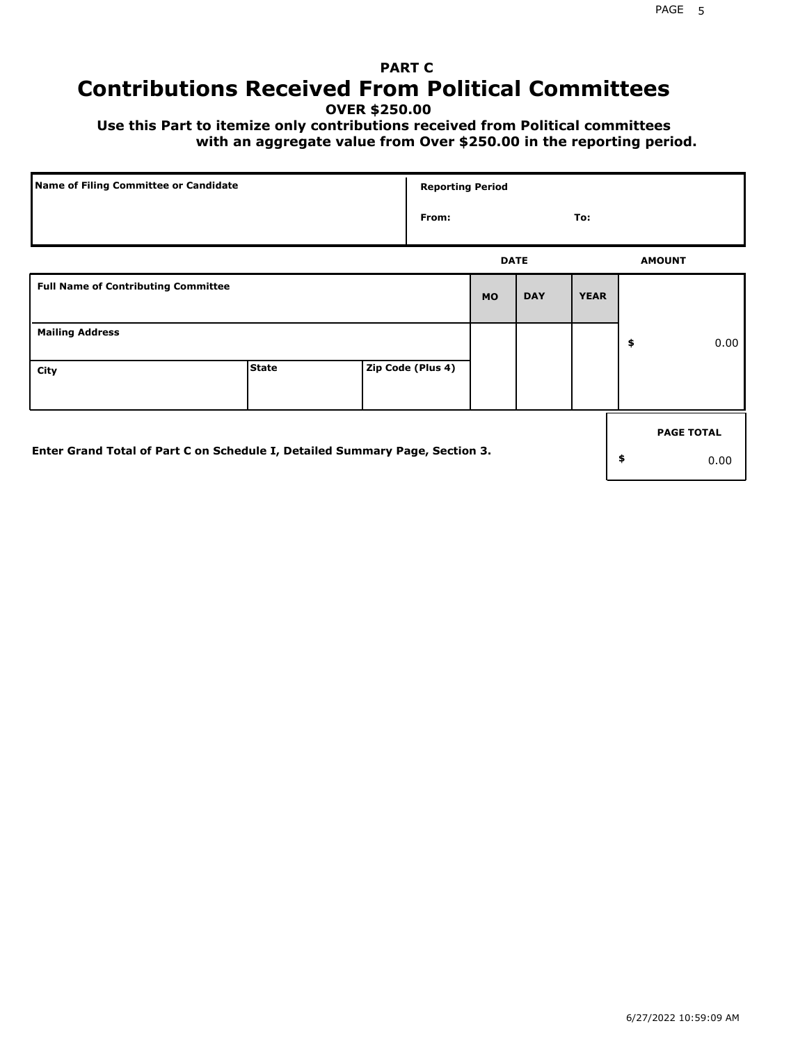## PART C

# Contributions Received From Political Committees

**OVER $250.00**

**Use this Part to itemize only contributions received from Political committees with an aggregate value from Over $250.00 in the reporting period.**

| Name of Filing Committee or Candidate | Reporting Period | |
|---|---|---|
| | From: | To: |

| Full Name of Contributing Committee | | | DATE MO | DATE DAY | DATE YEAR | AMOUNT |
|---|---|---|---|---|---|---|
| Mailing Address | | | | | | $ 0.00 |
| City | State | Zip Code (Plus 4) | | | | |

**Enter Grand Total of Part C on Schedule I, Detailed Summary Page, Section 3.**

| PAGE TOTAL |
|---|
| $ 0.00 |

6/27/2022 10:59:09 AM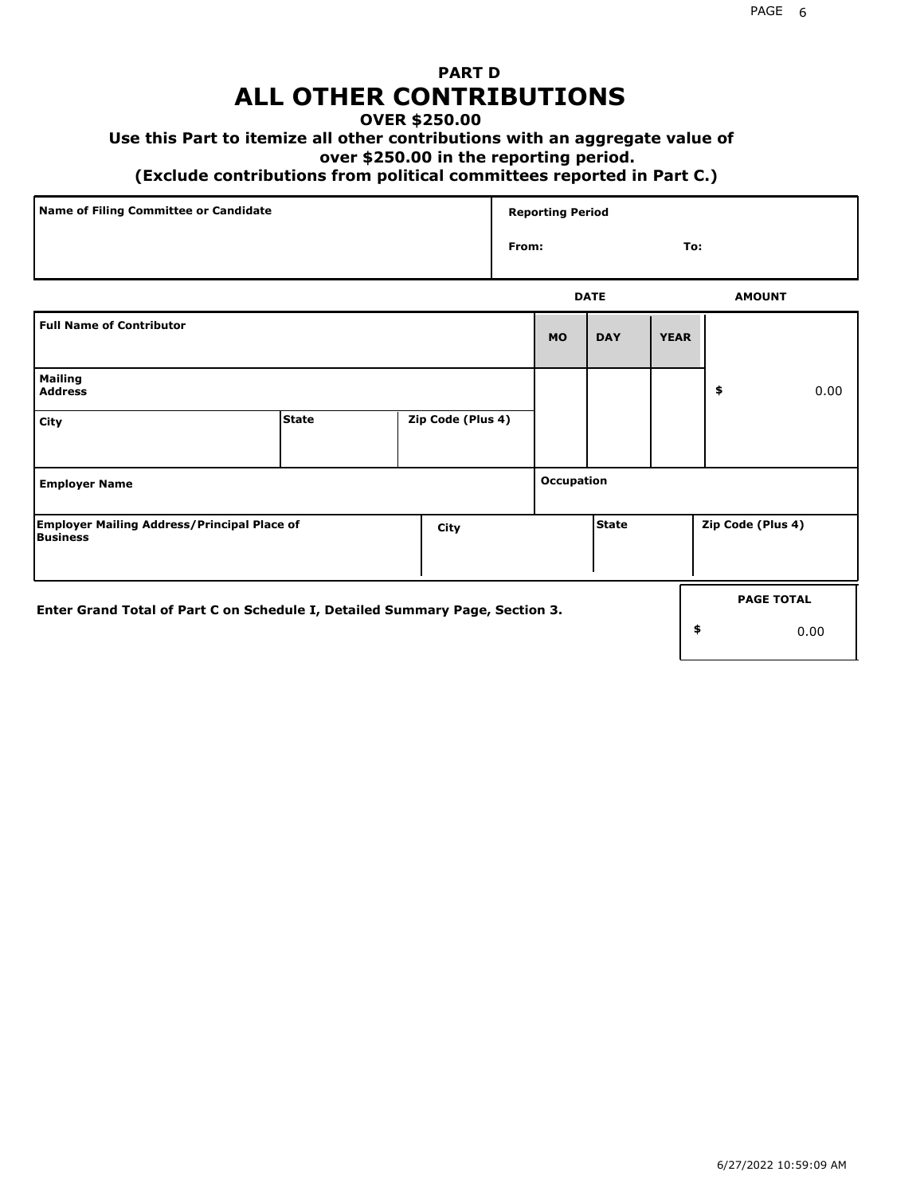# PART D
# ALL OTHER CONTRIBUTIONS

**OVER $250.00**

**Use this Part to itemize all other contributions with an aggregate value of over $250.00 in the reporting period.**

**(Exclude contributions from political committees reported in Part C.)**

| Name of Filing Committee or Candidate | Reporting Period |
|---|---|
| | From: To: |

| Full Name of Contributor | | | DATE MO | DAY | YEAR | AMOUNT |
|---|---|---|---|---|---|---|
| Mailing Address | | | | | | $ 0.00 |
| City | State | Zip Code (Plus 4) | | | | |
| Employer Name | | | Occupation | | | |
| Employer Mailing Address/Principal Place of Business | City | | | State | | Zip Code (Plus 4) |

Enter Grand Total of Part C on Schedule I, Detailed Summary Page, Section 3.

| PAGE TOTAL |
|---|
| $ 0.00 |

6/27/2022 10:59:09 AM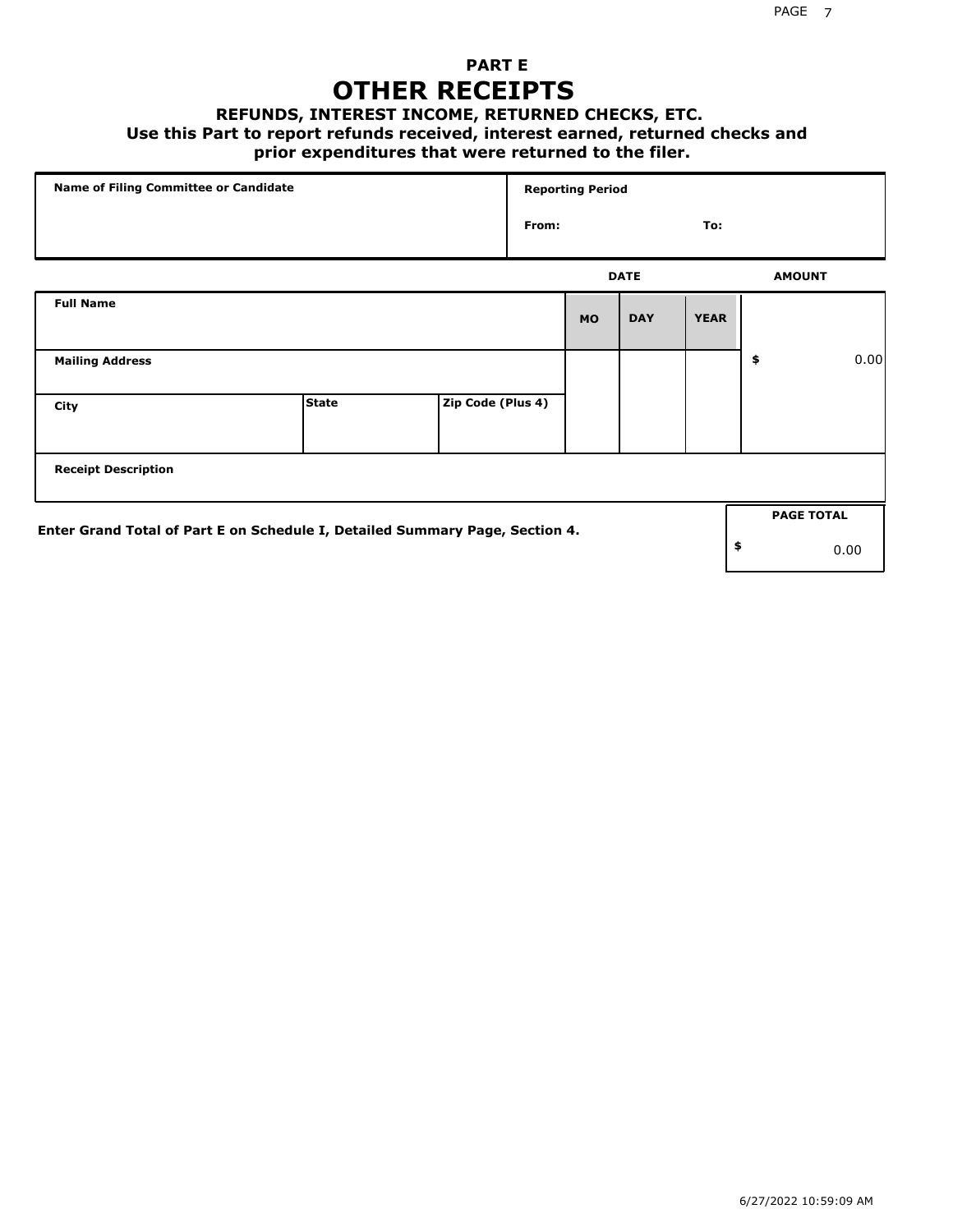# PART E

# OTHER RECEIPTS

### REFUNDS, INTEREST INCOME, RETURNED CHECKS, ETC.

**Use this Part to report refunds received, interest earned, returned checks and prior expenditures that were returned to the filer.**

| Name of Filing Committee or Candidate | Reporting Period |
|---|---|
| | From: To: |

| Full Name | | | DATE MO | DAY | YEAR | AMOUNT |
|---|---|---|---|---|---|---|
| Mailing Address | | | | | | $ 0.00 |
| City | State | Zip Code (Plus 4) | | | | |
| Receipt Description | | | | | | |

Enter Grand Total of Part E on Schedule I, Detailed Summary Page, Section 4.

| PAGE TOTAL |
|---|
| $ 0.00 |

6/27/2022 10:59:09 AM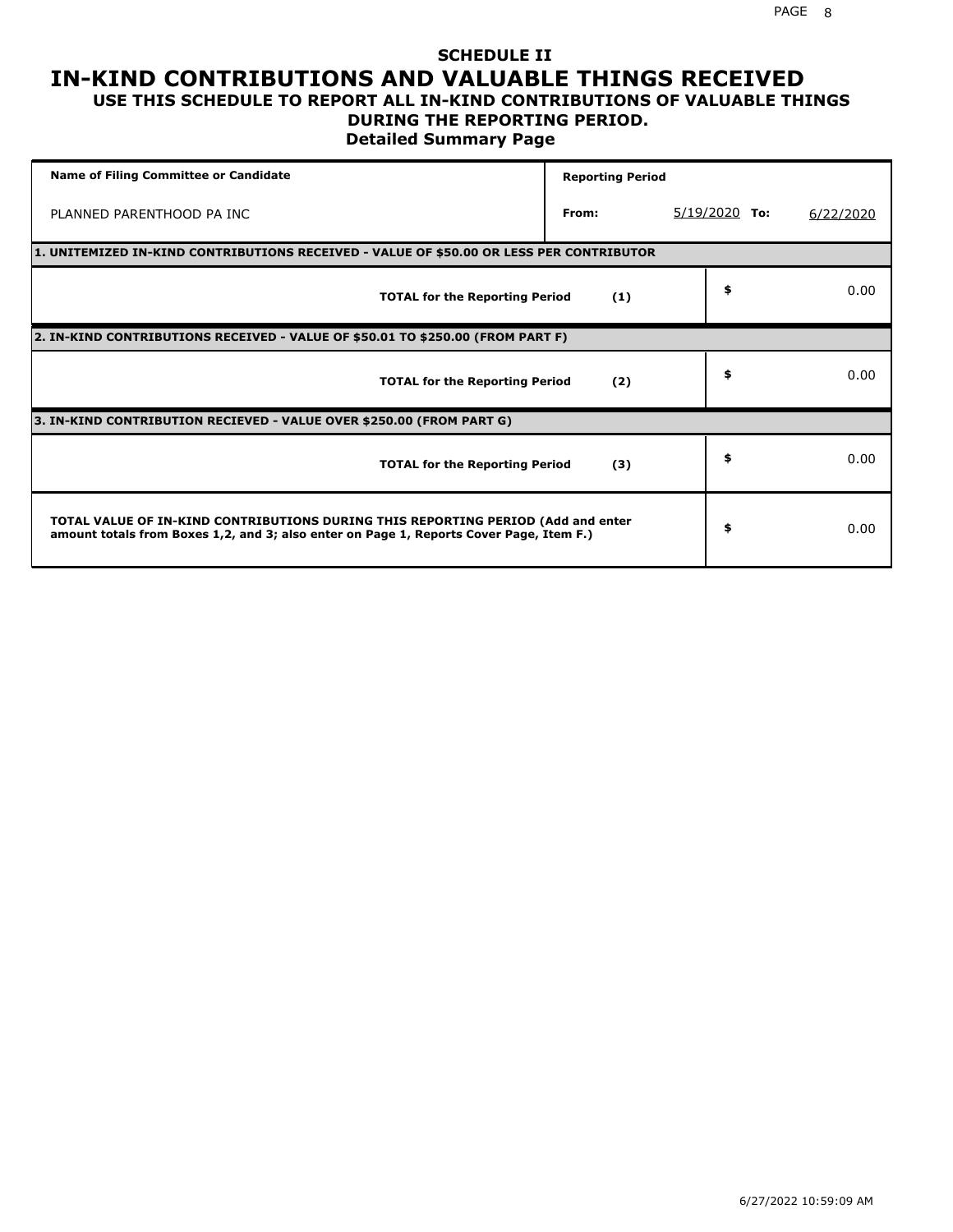## SCHEDULE II

# IN-KIND CONTRIBUTIONS AND VALUABLE THINGS RECEIVED

### USE THIS SCHEDULE TO REPORT ALL IN-KIND CONTRIBUTIONS OF VALUABLE THINGS DURING THE REPORTING PERIOD.

### Detailed Summary Page

| Name of Filing Committee or Candidate | Reporting Period | | |
|---|---|---|---|
| PLANNED PARENTHOOD PA INC | From: | 5/19/2020 To: | 6/22/2020 |

**1. UNITEMIZED IN-KIND CONTRIBUTIONS RECEIVED - VALUE OF $50.00 OR LESS PER CONTRIBUTOR**

| | | |
|---|---|---|
| **TOTAL for the Reporting Period** | **(1)** | $ 0.00 |

**2. IN-KIND CONTRIBUTIONS RECEIVED - VALUE OF $50.01 TO $250.00 (FROM PART F)**

| | | |
|---|---|---|
| **TOTAL for the Reporting Period** | **(2)** | $ 0.00 |

**3. IN-KIND CONTRIBUTION RECIEVED - VALUE OVER $250.00 (FROM PART G)**

| | | |
|---|---|---|
| **TOTAL for the Reporting Period** | **(3)** | $ 0.00 |

| | |
|---|---|
| **TOTAL VALUE OF IN-KIND CONTRIBUTIONS DURING THIS REPORTING PERIOD (Add and enter amount totals from Boxes 1,2, and 3; also enter on Page 1, Reports Cover Page, Item F.)** | $ 0.00 |

6/27/2022 10:59:09 AM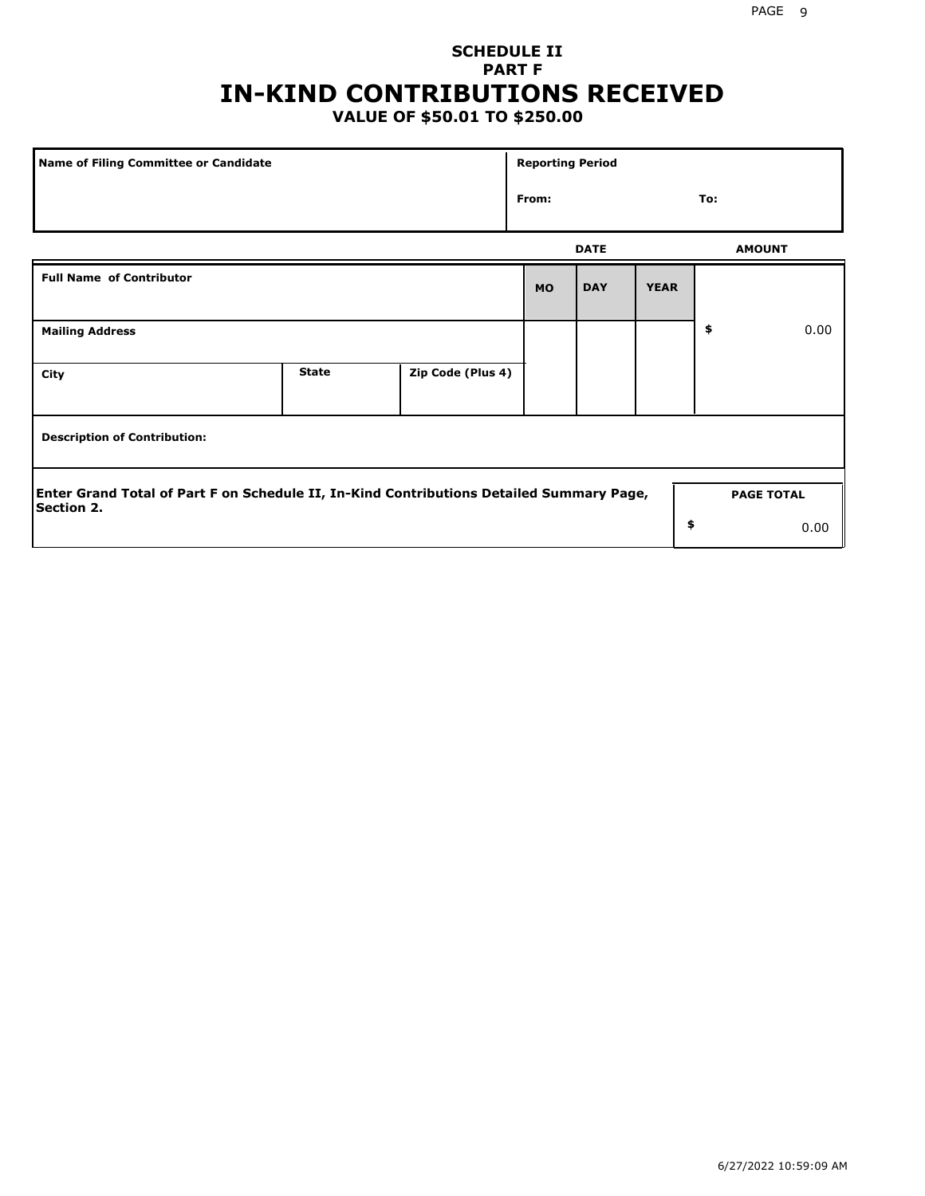# SCHEDULE II
## PART F
# IN-KIND CONTRIBUTIONS RECEIVED
### VALUE OF $50.01 TO $250.00

| Name of Filing Committee or Candidate | Reporting Period | |
|---|---|---|
| | From: | To: |

| | | | DATE | | | AMOUNT |
|---|---|---|---|---|---|---|
| **Full Name of Contributor** | | | **MO** | **DAY** | **YEAR** | |
| **Mailing Address** | | | | | | $ 0.00 |
| **City** | **State** | **Zip Code (Plus 4)** | | | | |
| **Description of Contribution:** | | | | | | |

**Enter Grand Total of Part F on Schedule II, In-Kind Contributions Detailed Summary Page, Section 2.**

| PAGE TOTAL |
|---|
| $ 0.00 |

6/27/2022 10:59:09 AM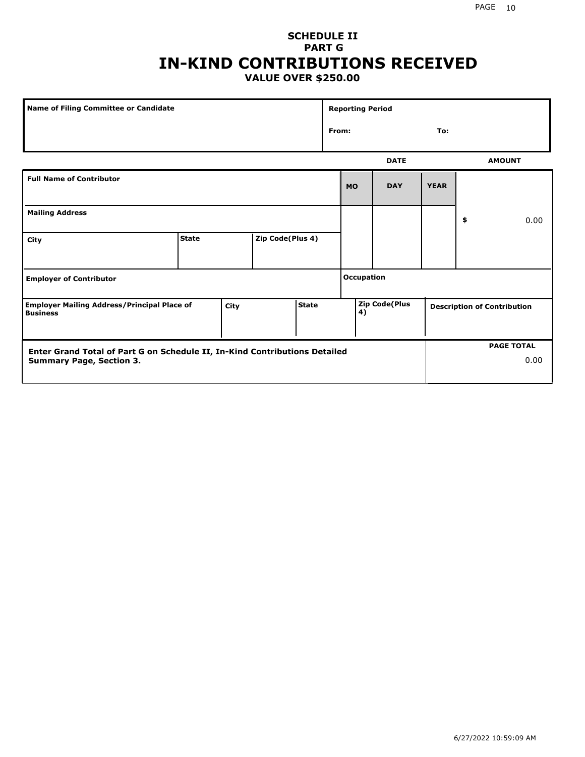# SCHEDULE II
## PART G
# IN-KIND CONTRIBUTIONS RECEIVED
### VALUE OVER $250.00

| Name of Filing Committee or Candidate | Reporting Period |
|---|---|
| | From: To: |

| Full Name of Contributor | | | DATE MO | DAY | YEAR | AMOUNT |
|---|---|---|---|---|---|---|
| Mailing Address | | | | | | $ 0.00 |
| City | State | Zip Code(Plus 4) | | | | |
| Employer of Contributor | | | Occupation | | | |

| Employer Mailing Address/Principal Place of Business | City | State | Zip Code(Plus 4) | Description of Contribution |
|---|---|---|---|---|
| | | | | |

| Enter Grand Total of Part G on Schedule II, In-Kind Contributions Detailed Summary Page, Section 3. | PAGE TOTAL |
|---|---|
| | 0.00 |

6/27/2022 10:59:09 AM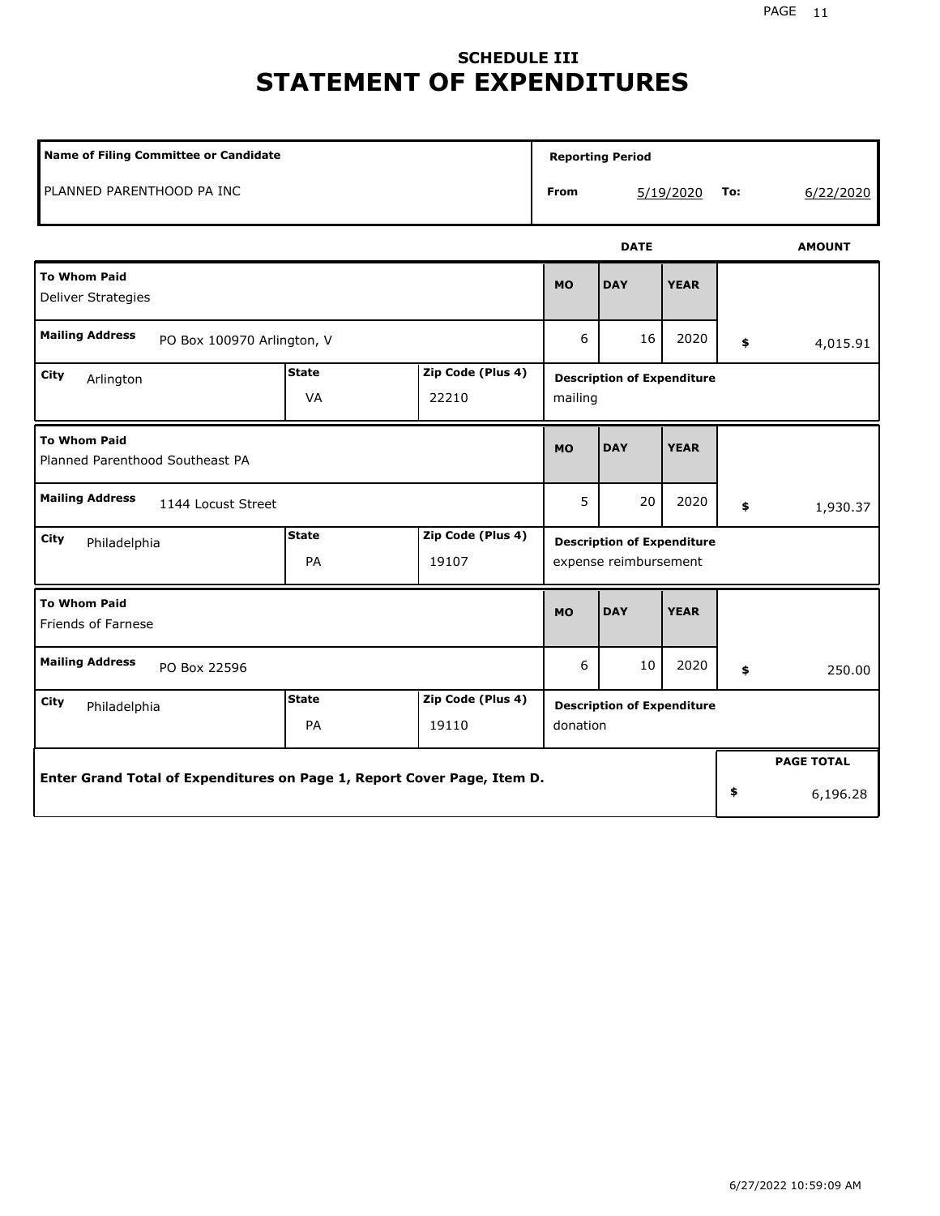## SCHEDULE III
# STATEMENT OF EXPENDITURES

| Name of Filing Committee or Candidate | Reporting Period | | | |
|---|---|---|---|---|
| PLANNED PARENTHOOD PA INC | From | 5/19/2020 | To: | 6/22/2020 |

| To Whom Paid | Mailing Address | City | State | Zip Code (Plus 4) | MO | DAY | YEAR | AMOUNT | Description of Expenditure |
|---|---|---|---|---|---|---|---|---|---|
| Deliver Strategies | PO Box 100970 Arlington, V | Arlington | VA | 22210 | 6 | 16 | 2020 | $ 4,015.91 | mailing |
| Planned Parenthood Southeast PA | 1144 Locust Street | Philadelphia | PA | 19107 | 5 | 20 | 2020 | $ 1,930.37 | expense reimbursement |
| Friends of Farnese | PO Box 22596 | Philadelphia | PA | 19110 | 6 | 10 | 2020 | $ 250.00 | donation |

**Enter Grand Total of Expenditures on Page 1, Report Cover Page, Item D.**

**PAGE TOTAL** $ 6,196.28

6/27/2022 10:59:09 AM